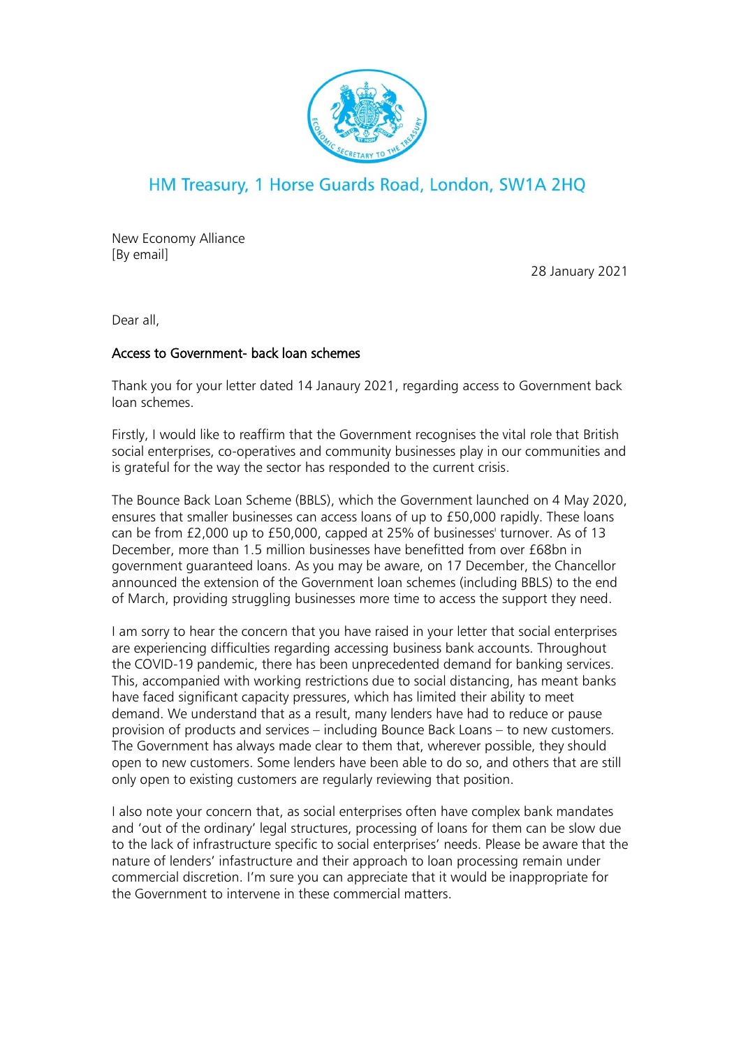HM Treasury, 1 Horse Guards Road, London, SW1A 2HQ

New Economy Alliance
[By email]

28 January 2021

Dear all,

Access to Government- back loan schemes

Thank you for your letter dated 14 Janaury 2021, regarding access to Government back loan schemes.

Firstly, I would like to reaffirm that the Government recognises the vital role that British social enterprises, co-operatives and community businesses play in our communities and is grateful for the way the sector has responded to the current crisis.

The Bounce Back Loan Scheme (BBLS), which the Government launched on 4 May 2020, ensures that smaller businesses can access loans of up to £50,000 rapidly. These loans can be from £2,000 up to £50,000, capped at 25% of businesses' turnover. As of 13 December, more than 1.5 million businesses have benefitted from over £68bn in government guaranteed loans. As you may be aware, on 17 December, the Chancellor announced the extension of the Government loan schemes (including BBLS) to the end of March, providing struggling businesses more time to access the support they need.

I am sorry to hear the concern that you have raised in your letter that social enterprises are experiencing difficulties regarding accessing business bank accounts. Throughout the COVID-19 pandemic, there has been unprecedented demand for banking services. This, accompanied with working restrictions due to social distancing, has meant banks have faced significant capacity pressures, which has limited their ability to meet demand. We understand that as a result, many lenders have had to reduce or pause provision of products and services – including Bounce Back Loans – to new customers. The Government has always made clear to them that, wherever possible, they should open to new customers. Some lenders have been able to do so, and others that are still only open to existing customers are regularly reviewing that position.

I also note your concern that, as social enterprises often have complex bank mandates and 'out of the ordinary' legal structures, processing of loans for them can be slow due to the lack of infrastructure specific to social enterprises' needs. Please be aware that the nature of lenders' infastructure and their approach to loan processing remain under commercial discretion. I'm sure you can appreciate that it would be inappropriate for the Government to intervene in these commercial matters.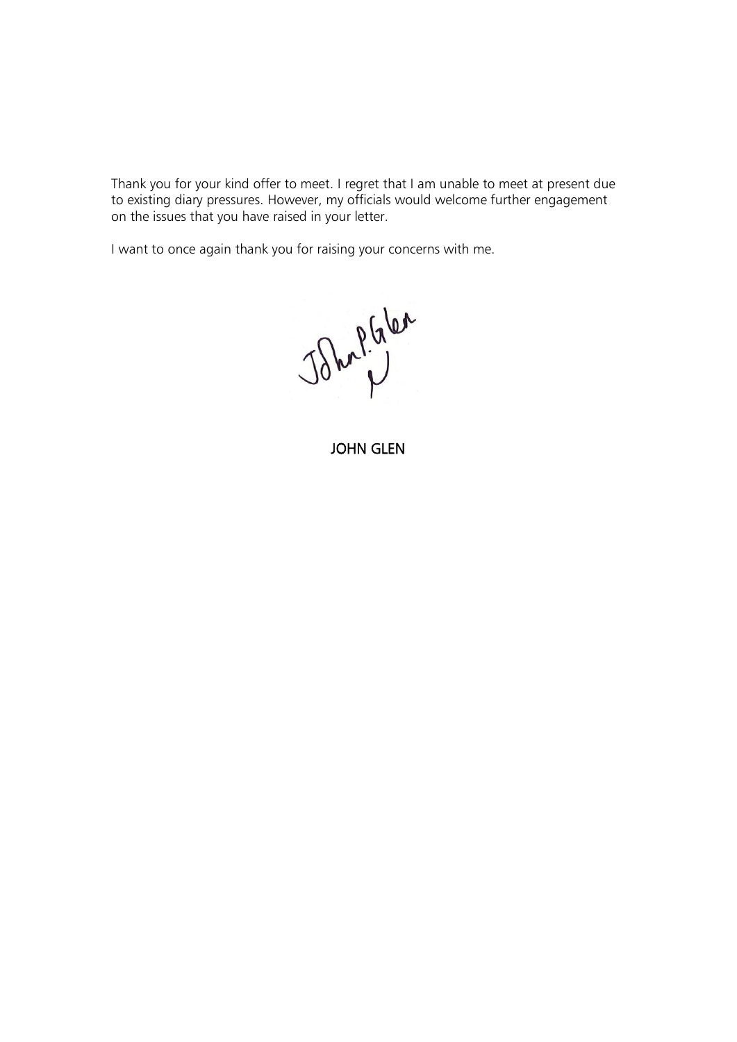Thank you for your kind offer to meet. I regret that I am unable to meet at present due to existing diary pressures. However, my officials would welcome further engagement on the issues that you have raised in your letter.

I want to once again thank you for raising your concerns with me.

**JOHN GLEN**